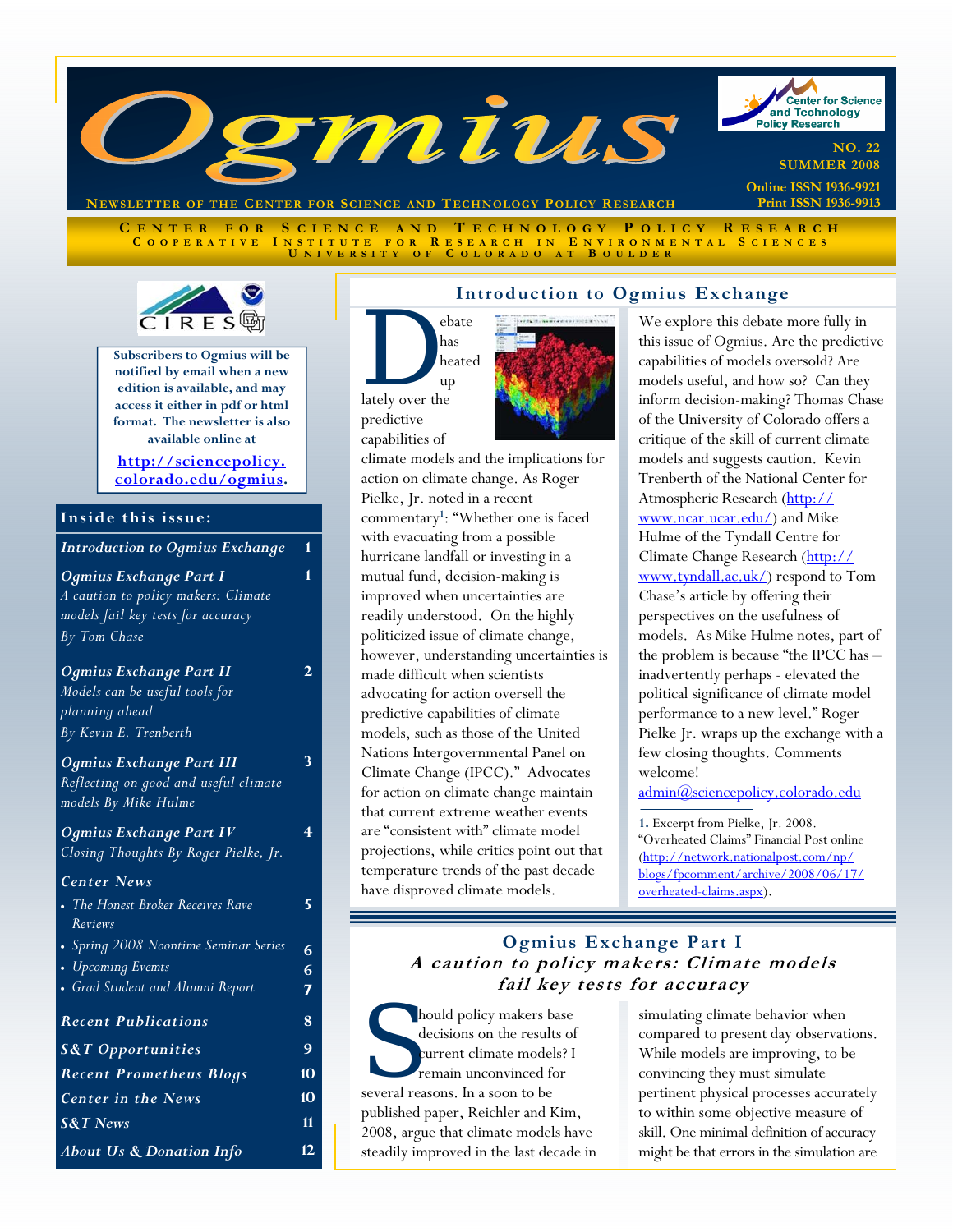# Ogmius

NEWSLETTER OF THE CENTER FOR SCIENCE AND TECHNOLOGY POLICY RESEARCH

NO. 22
SUMMER 2008

Online ISSN 1936-9921
Print ISSN 1936-9913

CENTER FOR SCIENCE AND TECHNOLOGY POLICY RESEARCH
COOPERATIVE INSTITUTE FOR RESEARCH IN ENVIRONMENTAL SCIENCES
UNIVERSITY OF COLORADO AT BOULDER

**Subscribers to Ogmius will be notified by email when a new edition is available, and may access it either in pdf or html format. The newsletter is also available online at**

**http://sciencepolicy.colorado.edu/ogmius.**

## Inside this issue:

| | |
|---|---|
| ***Introduction to Ogmius Exchange*** | 1 |
| ***Ogmius Exchange Part I*** *A caution to policy makers: Climate models fail key tests for accuracy By Tom Chase* | 1 |
| ***Ogmius Exchange Part II*** *Models can be useful tools for planning ahead By Kevin E. Trenberth* | 2 |
| ***Ogmius Exchange Part III*** *Reflecting on good and useful climate models By Mike Hulme* | 3 |
| ***Ogmius Exchange Part IV*** *Closing Thoughts By Roger Pielke, Jr.* | 4 |
| ***Center News*** | |
| • *The Honest Broker Receives Rave Reviews* | 5 |
| • *Spring 2008 Noontime Seminar Series* | 6 |
| • *Upcoming Evemts* | 6 |
| • *Grad Student and Alumni Report* | 7 |
| ***Recent Publications*** | 8 |
| ***S&T Opportunities*** | 9 |
| ***Recent Prometheus Blogs*** | 10 |
| ***Center in the News*** | 10 |
| ***S&T News*** | 11 |
| ***About Us & Donation Info*** | 12 |

## Introduction to Ogmius Exchange

Debate has heated up lately over the predictive capabilities of climate models and the implications for action on climate change. As Roger Pielke, Jr. noted in a recent commentary[1]: "Whether one is faced with evacuating from a possible hurricane landfall or investing in a mutual fund, decision-making is improved when uncertainties are readily understood. On the highly politicized issue of climate change, however, understanding uncertainties is made difficult when scientists advocating for action oversell the predictive capabilities of climate models, such as those of the United Nations Intergovernmental Panel on Climate Change (IPCC)." Advocates for action on climate change maintain that current extreme weather events are "consistent with" climate model projections, while critics point out that temperature trends of the past decade have disproved climate models.

We explore this debate more fully in this issue of Ogmius. Are the predictive capabilities of models oversold? Are models useful, and how so? Can they inform decision-making? Thomas Chase of the University of Colorado offers a critique of the skill of current climate models and suggests caution. Kevin Trenberth of the National Center for Atmospheric Research (http://www.ncar.ucar.edu/) and Mike Hulme of the Tyndall Centre for Climate Change Research (http://www.tyndall.ac.uk/) respond to Tom Chase's article by offering their perspectives on the usefulness of models. As Mike Hulme notes, part of the problem is because "the IPCC has – inadvertently perhaps - elevated the political significance of climate model performance to a new level." Roger Pielke Jr. wraps up the exchange with a few closing thoughts. Comments welcome!

admin@sciencepolicy.colorado.edu

**1.** Excerpt from Pielke, Jr. 2008. "Overheated Claims" Financial Post online (http://network.nationalpost.com/np/blogs/fpcomment/archive/2008/06/17/overheated-claims.aspx).

## Ogmius Exchange Part I
### *A caution to policy makers: Climate models fail key tests for accuracy*

Should policy makers base decisions on the results of current climate models? I remain unconvinced for several reasons. In a soon to be published paper, Reichler and Kim, 2008, argue that climate models have steadily improved in the last decade in simulating climate behavior when compared to present day observations. While models are improving, to be convincing they must simulate pertinent physical processes accurately to within some objective measure of skill. One minimal definition of accuracy might be that errors in the simulation are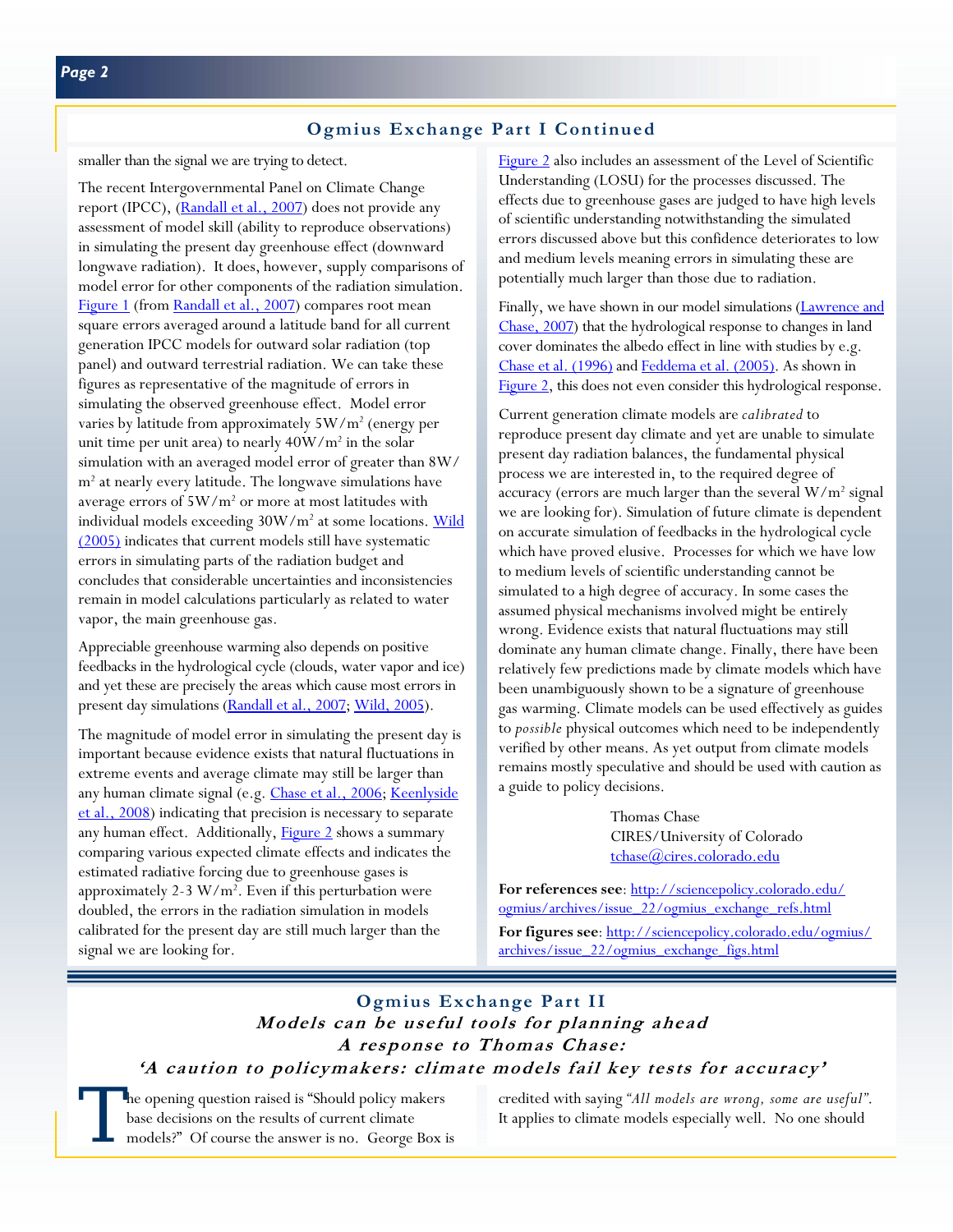## Ogmius Exchange Part I Continued

smaller than the signal we are trying to detect.

The recent Intergovernmental Panel on Climate Change report (IPCC), (Randall et al., 2007) does not provide any assessment of model skill (ability to reproduce observations) in simulating the present day greenhouse effect (downward longwave radiation). It does, however, supply comparisons of model error for other components of the radiation simulation. Figure 1 (from Randall et al., 2007) compares root mean square errors averaged around a latitude band for all current generation IPCC models for outward solar radiation (top panel) and outward terrestrial radiation. We can take these figures as representative of the magnitude of errors in simulating the observed greenhouse effect. Model error varies by latitude from approximately $5W/m^2$ (energy per unit time per unit area) to nearly $40W/m^2$ in the solar simulation with an averaged model error of greater than $8W/m^2$ at nearly every latitude. The longwave simulations have average errors of $5W/m^2$ or more at most latitudes with individual models exceeding $30W/m^2$ at some locations. Wild (2005) indicates that current models still have systematic errors in simulating parts of the radiation budget and concludes that considerable uncertainties and inconsistencies remain in model calculations particularly as related to water vapor, the main greenhouse gas.

Appreciable greenhouse warming also depends on positive feedbacks in the hydrological cycle (clouds, water vapor and ice) and yet these are precisely the areas which cause most errors in present day simulations (Randall et al., 2007; Wild, 2005).

The magnitude of model error in simulating the present day is important because evidence exists that natural fluctuations in extreme events and average climate may still be larger than any human climate signal (e.g. Chase et al., 2006; Keenlyside et al., 2008) indicating that precision is necessary to separate any human effect. Additionally, Figure 2 shows a summary comparing various expected climate effects and indicates the estimated radiative forcing due to greenhouse gases is approximately 2-3 $W/m^2$. Even if this perturbation were doubled, the errors in the radiation simulation in models calibrated for the present day are still much larger than the signal we are looking for.

Figure 2 also includes an assessment of the Level of Scientific Understanding (LOSU) for the processes discussed. The effects due to greenhouse gases are judged to have high levels of scientific understanding notwithstanding the simulated errors discussed above but this confidence deteriorates to low and medium levels meaning errors in simulating these are potentially much larger than those due to radiation.

Finally, we have shown in our model simulations (Lawrence and Chase, 2007) that the hydrological response to changes in land cover dominates the albedo effect in line with studies by e.g. Chase et al. (1996) and Feddema et al. (2005). As shown in Figure 2, this does not even consider this hydrological response.

Current generation climate models are *calibrated* to reproduce present day climate and yet are unable to simulate present day radiation balances, the fundamental physical process we are interested in, to the required degree of accuracy (errors are much larger than the several $W/m^2$ signal we are looking for). Simulation of future climate is dependent on accurate simulation of feedbacks in the hydrological cycle which have proved elusive. Processes for which we have low to medium levels of scientific understanding cannot be simulated to a high degree of accuracy. In some cases the assumed physical mechanisms involved might be entirely wrong. Evidence exists that natural fluctuations may still dominate any human climate change. Finally, there have been relatively few predictions made by climate models which have been unambiguously shown to be a signature of greenhouse gas warming. Climate models can be used effectively as guides to *possible* physical outcomes which need to be independently verified by other means. As yet output from climate models remains mostly speculative and should be used with caution as a guide to policy decisions.

Thomas Chase
CIRES/University of Colorado
tchase@cires.colorado.edu

**For references see**: http://sciencepolicy.colorado.edu/ogmius/archives/issue_22/ogmius_exchange_refs.html

**For figures see**: http://sciencepolicy.colorado.edu/ogmius/archives/issue_22/ogmius_exchange_figs.html

## Ogmius Exchange Part II

### *Models can be useful tools for planning ahead*
### *A response to Thomas Chase:*
### *'A caution to policymakers: climate models fail key tests for accuracy'*

The opening question raised is "Should policy makers base decisions on the results of current climate models?" Of course the answer is no. George Box is credited with saying *"All models are wrong, some are useful"*. It applies to climate models especially well. No one should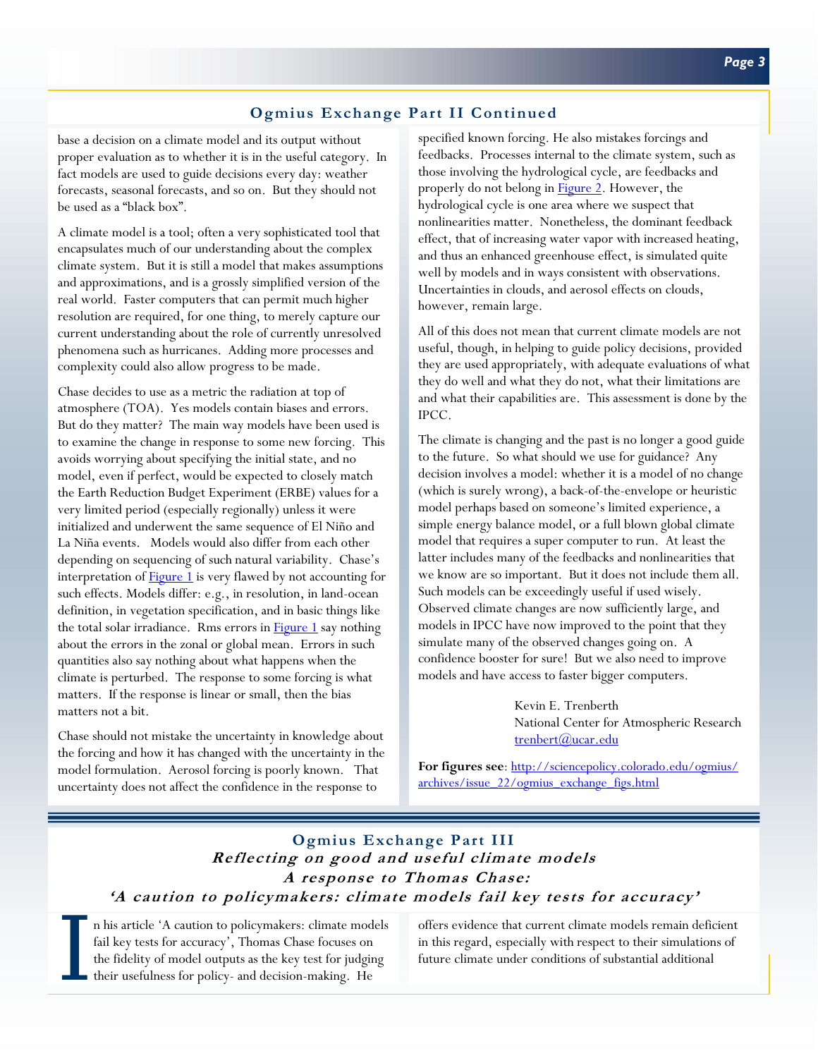## Ogmius Exchange Part II Continued

base a decision on a climate model and its output without proper evaluation as to whether it is in the useful category. In fact models are used to guide decisions every day: weather forecasts, seasonal forecasts, and so on. But they should not be used as a "black box".

A climate model is a tool; often a very sophisticated tool that encapsulates much of our understanding about the complex climate system. But it is still a model that makes assumptions and approximations, and is a grossly simplified version of the real world. Faster computers that can permit much higher resolution are required, for one thing, to merely capture our current understanding about the role of currently unresolved phenomena such as hurricanes. Adding more processes and complexity could also allow progress to be made.

Chase decides to use as a metric the radiation at top of atmosphere (TOA). Yes models contain biases and errors. But do they matter? The main way models have been used is to examine the change in response to some new forcing. This avoids worrying about specifying the initial state, and no model, even if perfect, would be expected to closely match the Earth Reduction Budget Experiment (ERBE) values for a very limited period (especially regionally) unless it were initialized and underwent the same sequence of El Niño and La Niña events. Models would also differ from each other depending on sequencing of such natural variability. Chase's interpretation of Figure 1 is very flawed by not accounting for such effects. Models differ: e.g., in resolution, in land-ocean definition, in vegetation specification, and in basic things like the total solar irradiance. Rms errors in Figure 1 say nothing about the errors in the zonal or global mean. Errors in such quantities also say nothing about what happens when the climate is perturbed. The response to some forcing is what matters. If the response is linear or small, then the bias matters not a bit.

Chase should not mistake the uncertainty in knowledge about the forcing and how it has changed with the uncertainty in the model formulation. Aerosol forcing is poorly known. That uncertainty does not affect the confidence in the response to specified known forcing. He also mistakes forcings and feedbacks. Processes internal to the climate system, such as those involving the hydrological cycle, are feedbacks and properly do not belong in Figure 2. However, the hydrological cycle is one area where we suspect that nonlinearities matter. Nonetheless, the dominant feedback effect, that of increasing water vapor with increased heating, and thus an enhanced greenhouse effect, is simulated quite well by models and in ways consistent with observations. Uncertainties in clouds, and aerosol effects on clouds, however, remain large.

All of this does not mean that current climate models are not useful, though, in helping to guide policy decisions, provided they are used appropriately, with adequate evaluations of what they do well and what they do not, what their limitations are and what their capabilities are. This assessment is done by the IPCC.

The climate is changing and the past is no longer a good guide to the future. So what should we use for guidance? Any decision involves a model: whether it is a model of no change (which is surely wrong), a back-of-the-envelope or heuristic model perhaps based on someone's limited experience, a simple energy balance model, or a full blown global climate model that requires a super computer to run. At least the latter includes many of the feedbacks and nonlinearities that we know are so important. But it does not include them all. Such models can be exceedingly useful if used wisely. Observed climate changes are now sufficiently large, and models in IPCC have now improved to the point that they simulate many of the observed changes going on. A confidence booster for sure! But we also need to improve models and have access to faster bigger computers.

Kevin E. Trenberth
National Center for Atmospheric Research
trenbert@ucar.edu

**For figures see**: http://sciencepolicy.colorado.edu/ogmius/archives/issue_22/ogmius_exchange_figs.html

## Ogmius Exchange Part III

### *Reflecting on good and useful climate models*
### *A response to Thomas Chase:*
### *'A caution to policymakers: climate models fail key tests for accuracy'*

In his article 'A caution to policymakers: climate models fail key tests for accuracy', Thomas Chase focuses on the fidelity of model outputs as the key test for judging their usefulness for policy- and decision-making. He offers evidence that current climate models remain deficient in this regard, especially with respect to their simulations of future climate under conditions of substantial additional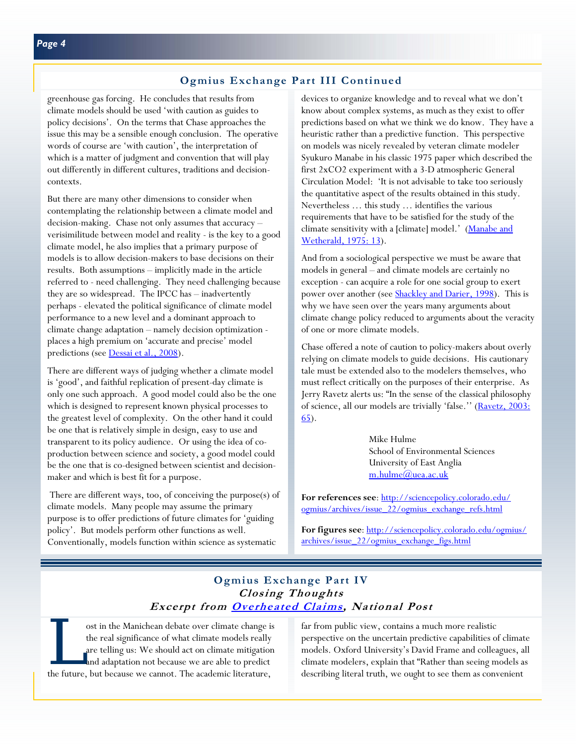## Ogmius Exchange Part III Continued

greenhouse gas forcing. He concludes that results from climate models should be used 'with caution as guides to policy decisions'. On the terms that Chase approaches the issue this may be a sensible enough conclusion. The operative words of course are 'with caution', the interpretation of which is a matter of judgment and convention that will play out differently in different cultures, traditions and decision-contexts.

But there are many other dimensions to consider when contemplating the relationship between a climate model and decision-making. Chase not only assumes that accuracy – verisimilitude between model and reality - is the key to a good climate model, he also implies that a primary purpose of models is to allow decision-makers to base decisions on their results. Both assumptions – implicitly made in the article referred to - need challenging. They need challenging because they are so widespread. The IPCC has – inadvertently perhaps - elevated the political significance of climate model performance to a new level and a dominant approach to climate change adaptation – namely decision optimization - places a high premium on 'accurate and precise' model predictions (see Dessai et al., 2008).

There are different ways of judging whether a climate model is 'good', and faithful replication of present-day climate is only one such approach. A good model could also be the one which is designed to represent known physical processes to the greatest level of complexity. On the other hand it could be one that is relatively simple in design, easy to use and transparent to its policy audience. Or using the idea of co-production between science and society, a good model could be the one that is co-designed between scientist and decision-maker and which is best fit for a purpose.

There are different ways, too, of conceiving the purpose(s) of climate models. Many people may assume the primary purpose is to offer predictions of future climates for 'guiding policy'. But models perform other functions as well. Conventionally, models function within science as systematic devices to organize knowledge and to reveal what we don't know about complex systems, as much as they exist to offer predictions based on what we think we do know. They have a heuristic rather than a predictive function. This perspective on models was nicely revealed by veteran climate modeler Syukuro Manabe in his classic 1975 paper which described the first $2xCO_2$ experiment with a 3-D atmospheric General Circulation Model: 'It is not advisable to take too seriously the quantitative aspect of the results obtained in this study. Nevertheless … this study … identifies the various requirements that have to be satisfied for the study of the climate sensitivity with a [climate] model.' (Manabe and Wetherald, 1975: 13).

And from a sociological perspective we must be aware that models in general – and climate models are certainly no exception - can acquire a role for one social group to exert power over another (see Shackley and Darier, 1998). This is why we have seen over the years many arguments about climate change policy reduced to arguments about the veracity of one or more climate models.

Chase offered a note of caution to policy-makers about overly relying on climate models to guide decisions. His cautionary tale must be extended also to the modelers themselves, who must reflect critically on the purposes of their enterprise. As Jerry Ravetz alerts us: "In the sense of the classical philosophy of science, all our models are trivially 'false.'' (Ravetz, 2003: 65).

Mike Hulme
School of Environmental Sciences
University of East Anglia
m.hulme@uea.ac.uk

**For references see**: http://sciencepolicy.colorado.edu/ogmius/archives/issue_22/ogmius_exchange_refs.html

**For figures see**: http://sciencepolicy.colorado.edu/ogmius/archives/issue_22/ogmius_exchange_figs.html

## Ogmius Exchange Part IV
### *Closing Thoughts*
### *Excerpt from Overheated Claims, National Post*

Lost in the Manichean debate over climate change is the real significance of what climate models really are telling us: We should act on climate mitigation and adaptation not because we are able to predict the future, but because we cannot. The academic literature, far from public view, contains a much more realistic perspective on the uncertain predictive capabilities of climate models. Oxford University's David Frame and colleagues, all climate modelers, explain that "Rather than seeing models as describing literal truth, we ought to see them as convenient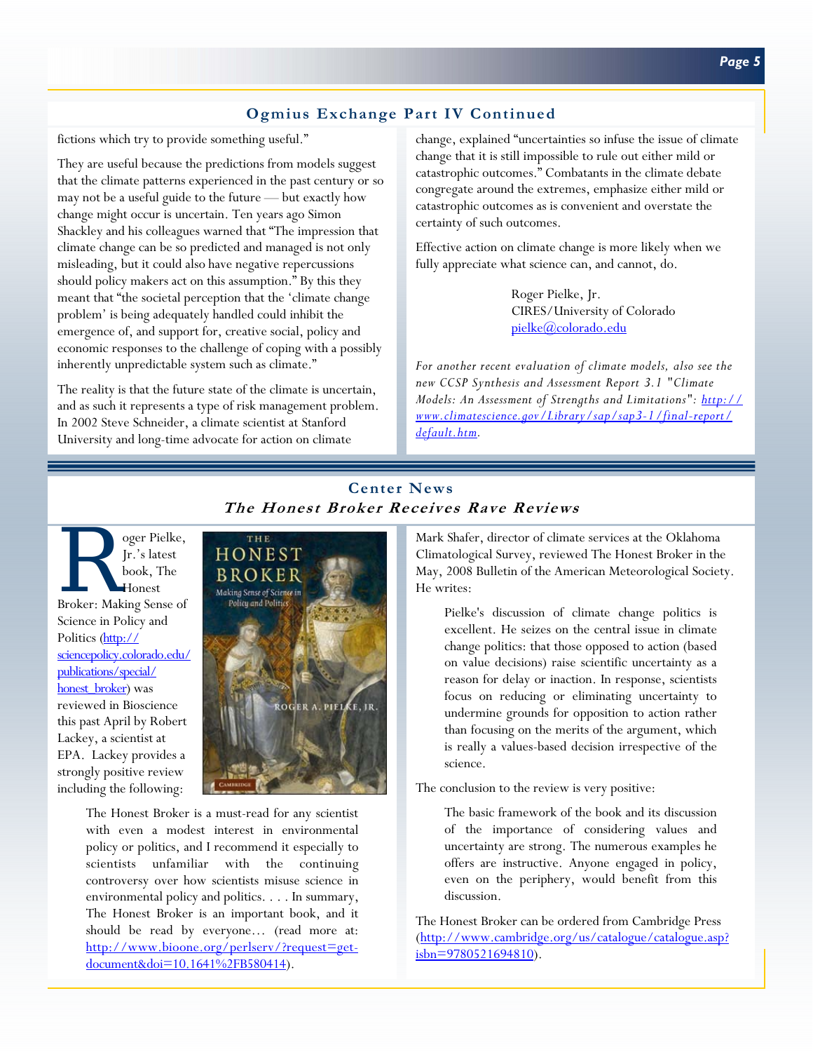## Ogmius Exchange Part IV Continued

fictions which try to provide something useful."

They are useful because the predictions from models suggest that the climate patterns experienced in the past century or so may not be a useful guide to the future — but exactly how change might occur is uncertain. Ten years ago Simon Shackley and his colleagues warned that "The impression that climate change can be so predicted and managed is not only misleading, but it could also have negative repercussions should policy makers act on this assumption." By this they meant that "the societal perception that the 'climate change problem' is being adequately handled could inhibit the emergence of, and support for, creative social, policy and economic responses to the challenge of coping with a possibly inherently unpredictable system such as climate."

The reality is that the future state of the climate is uncertain, and as such it represents a type of risk management problem. In 2002 Steve Schneider, a climate scientist at Stanford University and long-time advocate for action on climate change, explained "uncertainties so infuse the issue of climate change that it is still impossible to rule out either mild or catastrophic outcomes." Combatants in the climate debate congregate around the extremes, emphasize either mild or catastrophic outcomes as is convenient and overstate the certainty of such outcomes.

Effective action on climate change is more likely when we fully appreciate what science can, and cannot, do.

Roger Pielke, Jr.
CIRES/University of Colorado
pielke@colorado.edu

*For another recent evaluation of climate models, also see the new CCSP Synthesis and Assessment Report 3.1 "Climate Models: An Assessment of Strengths and Limitations": http://www.climatescience.gov/Library/sap/sap3-1/final-report/default.htm.*

## Center News

### *The Honest Broker Receives Rave Reviews*

Roger Pielke, Jr.'s latest book, The Honest Broker: Making Sense of Science in Policy and Politics (http://sciencepolicy.colorado.edu/publications/special/honest_broker) was reviewed in Bioscience this past April by Robert Lackey, a scientist at EPA. Lackey provides a strongly positive review including the following:

> The Honest Broker is a must-read for any scientist with even a modest interest in environmental policy or politics, and I recommend it especially to scientists unfamiliar with the continuing controversy over how scientists misuse science in environmental policy and politics. . . . In summary, The Honest Broker is an important book, and it should be read by everyone… (read more at: http://www.bioone.org/perlserv/?request=get-document&doi=10.1641%2FB580414).

Mark Shafer, director of climate services at the Oklahoma Climatological Survey, reviewed The Honest Broker in the May, 2008 Bulletin of the American Meteorological Society. He writes:

> Pielke's discussion of climate change politics is excellent. He seizes on the central issue in climate change politics: that those opposed to action (based on value decisions) raise scientific uncertainty as a reason for delay or inaction. In response, scientists focus on reducing or eliminating uncertainty to undermine grounds for opposition to action rather than focusing on the merits of the argument, which is really a values-based decision irrespective of the science.

The conclusion to the review is very positive:

> The basic framework of the book and its discussion of the importance of considering values and uncertainty are strong. The numerous examples he offers are instructive. Anyone engaged in policy, even on the periphery, would benefit from this discussion.

The Honest Broker can be ordered from Cambridge Press (http://www.cambridge.org/us/catalogue/catalogue.asp?isbn=9780521694810).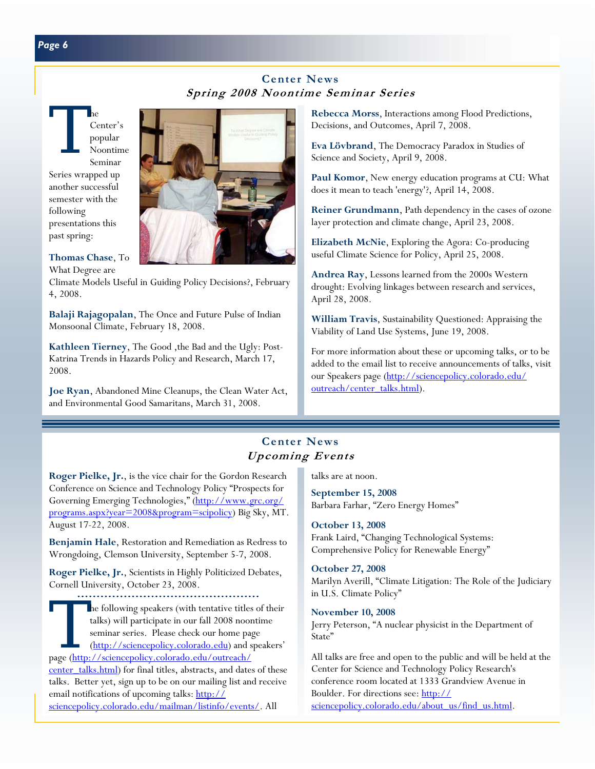## Center News

### *Spring 2008 Noontime Seminar Series*

The Center's popular Noontime Seminar Series wrapped up another successful semester with the following presentations this past spring:

**Thomas Chase**, To What Degree are Climate Models Useful in Guiding Policy Decisions?, February 4, 2008.

**Balaji Rajagopalan**, The Once and Future Pulse of Indian Monsoonal Climate, February 18, 2008.

**Kathleen Tierney**, The Good ,the Bad and the Ugly: Post-Katrina Trends in Hazards Policy and Research, March 17, 2008.

**Joe Ryan**, Abandoned Mine Cleanups, the Clean Water Act, and Environmental Good Samaritans, March 31, 2008.

**Rebecca Morss**, Interactions among Flood Predictions, Decisions, and Outcomes, April 7, 2008.

**Eva Lövbrand**, The Democracy Paradox in Studies of Science and Society, April 9, 2008.

**Paul Komor**, New energy education programs at CU: What does it mean to teach 'energy'?, April 14, 2008.

**Reiner Grundmann**, Path dependency in the cases of ozone layer protection and climate change, April 23, 2008.

**Elizabeth McNie**, Exploring the Agora: Co-producing useful Climate Science for Policy, April 25, 2008.

**Andrea Ray**, Lessons learned from the 2000s Western drought: Evolving linkages between research and services, April 28, 2008.

**William Travis**, Sustainability Questioned: Appraising the Viability of Land Use Systems, June 19, 2008.

For more information about these or upcoming talks, or to be added to the email list to receive announcements of talks, visit our Speakers page (http://sciencepolicy.colorado.edu/outreach/center_talks.html).

## Center News

### *Upcoming Events*

**Roger Pielke, Jr.**, is the vice chair for the Gordon Research Conference on Science and Technology Policy "Prospects for Governing Emerging Technologies," (http://www.grc.org/programs.aspx?year=2008&program=scipolicy) Big Sky, MT. August 17-22, 2008.

**Benjamin Hale**, Restoration and Remediation as Redress to Wrongdoing, Clemson University, September 5-7, 2008.

**Roger Pielke, Jr.**, Scientists in Highly Politicized Debates, Cornell University, October 23, 2008.

The following speakers (with tentative titles of their talks) will participate in our fall 2008 noontime seminar series. Please check our home page (http://sciencepolicy.colorado.edu) and speakers' page (http://sciencepolicy.colorado.edu/outreach/center_talks.html) for final titles, abstracts, and dates of these talks. Better yet, sign up to be on our mailing list and receive email notifications of upcoming talks: http://sciencepolicy.colorado.edu/mailman/listinfo/events/. All talks are at noon.

**September 15, 2008**
Barbara Farhar, "Zero Energy Homes"

**October 13, 2008**
Frank Laird, "Changing Technological Systems: Comprehensive Policy for Renewable Energy"

**October 27, 2008**
Marilyn Averill, "Climate Litigation: The Role of the Judiciary in U.S. Climate Policy"

**November 10, 2008**
Jerry Peterson, "A nuclear physicist in the Department of State"

All talks are free and open to the public and will be held at the Center for Science and Technology Policy Research's conference room located at 1333 Grandview Avenue in Boulder. For directions see: http://sciencepolicy.colorado.edu/about_us/find_us.html.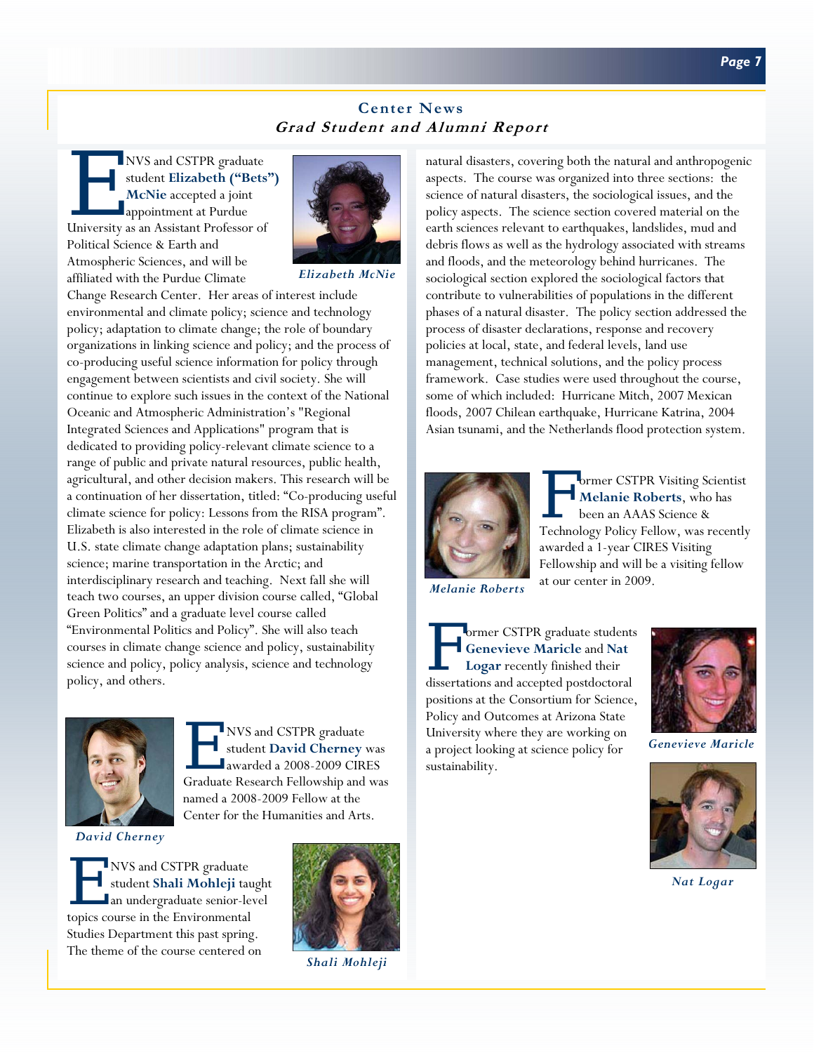## Center News

### *Grad Student and Alumni Report*

ENVS and CSTPR graduate student **Elizabeth ("Bets") McNie** accepted a joint appointment at Purdue University as an Assistant Professor of Political Science & Earth and Atmospheric Sciences, and will be affiliated with the Purdue Climate Change Research Center. Her areas of interest include environmental and climate policy; science and technology policy; adaptation to climate change; the role of boundary organizations in linking science and policy; and the process of co-producing useful science information for policy through engagement between scientists and civil society. She will continue to explore such issues in the context of the National Oceanic and Atmospheric Administration's "Regional Integrated Sciences and Applications" program that is dedicated to providing policy-relevant climate science to a range of public and private natural resources, public health, agricultural, and other decision makers. This research will be a continuation of her dissertation, titled: "Co-producing useful climate science for policy: Lessons from the RISA program". Elizabeth is also interested in the role of climate science in U.S. state climate change adaptation plans; sustainability science; marine transportation in the Arctic; and interdisciplinary research and teaching. Next fall she will teach two courses, an upper division course called, "Global Green Politics" and a graduate level course called "Environmental Politics and Policy". She will also teach courses in climate change science and policy, sustainability science and policy, policy analysis, science and technology policy, and others.

*Elizabeth McNie*

ENVS and CSTPR graduate student **David Cherney** was awarded a 2008-2009 CIRES Graduate Research Fellowship and was named a 2008-2009 Fellow at the Center for the Humanities and Arts.

*David Cherney*

ENVS and CSTPR graduate student **Shali Mohleji** taught an undergraduate senior-level topics course in the Environmental Studies Department this past spring. The theme of the course centered on natural disasters, covering both the natural and anthropogenic aspects. The course was organized into three sections: the science of natural disasters, the sociological issues, and the policy aspects. The science section covered material on the earth sciences relevant to earthquakes, landslides, mud and debris flows as well as the hydrology associated with streams and floods, and the meteorology behind hurricanes. The sociological section explored the sociological factors that contribute to vulnerabilities of populations in the different phases of a natural disaster. The policy section addressed the process of disaster declarations, response and recovery policies at local, state, and federal levels, land use management, technical solutions, and the policy process framework. Case studies were used throughout the course, some of which included: Hurricane Mitch, 2007 Mexican floods, 2007 Chilean earthquake, Hurricane Katrina, 2004 Asian tsunami, and the Netherlands flood protection system.

*Shali Mohleji*

Former CSTPR Visiting Scientist **Melanie Roberts**, who has been an AAAS Science & Technology Policy Fellow, was recently awarded a 1-year CIRES Visiting Fellowship and will be a visiting fellow at our center in 2009.

*Melanie Roberts*

Former CSTPR graduate students **Genevieve Maricle** and **Nat Logar** recently finished their dissertations and accepted postdoctoral positions at the Consortium for Science, Policy and Outcomes at Arizona State University where they are working on a project looking at science policy for sustainability.

*Genevieve Maricle*

*Nat Logar*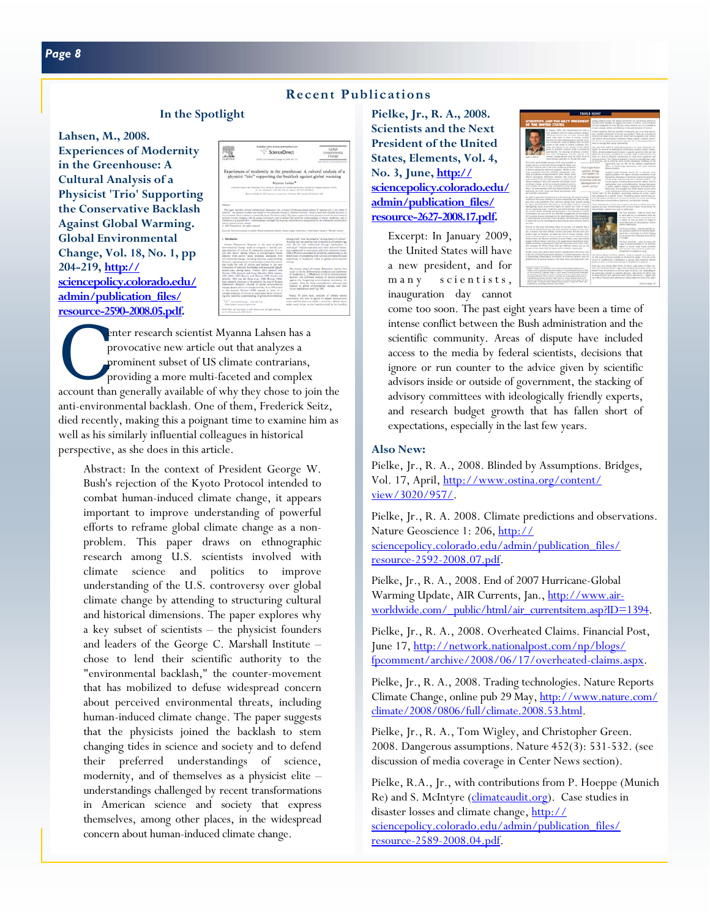## Recent Publications

### In the Spotlight

**Lahsen, M., 2008. Experiences of Modernity in the Greenhouse: A Cultural Analysis of a Physicist 'Trio' Supporting the Conservative Backlash Against Global Warming. Global Environmental Change, Vol. 18, No. 1, pp 204-219, http://sciencepolicy.colorado.edu/admin/publication_files/resource-2590-2008.05.pdf.**

Center research scientist Myanna Lahsen has a provocative new article out that analyzes a prominent subset of US climate contrarians, providing a more multi-faceted and complex account than generally available of why they chose to join the anti-environmental backlash. One of them, Frederick Seitz, died recently, making this a poignant time to examine him as well as his similarly influential colleagues in historical perspective, as she does in this article.

> Abstract: In the context of President George W. Bush's rejection of the Kyoto Protocol intended to combat human-induced climate change, it appears important to improve understanding of powerful efforts to reframe global climate change as a non-problem. This paper draws on ethnographic research among U.S. scientists involved with climate science and politics to improve understanding of the U.S. controversy over global climate change by attending to structuring cultural and historical dimensions. The paper explores why a key subset of scientists – the physicist founders and leaders of the George C. Marshall Institute – chose to lend their scientific authority to the "environmental backlash," the counter-movement that has mobilized to defuse widespread concern about perceived environmental threats, including human-induced climate change. The paper suggests that the physicists joined the backlash to stem changing tides in science and society and to defend their preferred understandings of science, modernity, and of themselves as a physicist elite – understandings challenged by recent transformations in American science and society that express themselves, among other places, in the widespread concern about human-induced climate change.

**Pielke, Jr., R. A., 2008. Scientists and the Next President of the United States, Elements, Vol. 4, No. 3, June, http://sciencepolicy.colorado.edu/admin/publication_files/resource-2627-2008.17.pdf.**

> Excerpt: In January 2009, the United States will have a new president, and for many scientists, inauguration day cannot come too soon. The past eight years have been a time of intense conflict between the Bush administration and the scientific community. Areas of dispute have included access to the media by federal scientists, decisions that ignore or run counter to the advice given by scientific advisors inside or outside of government, the stacking of advisory committees with ideologically friendly experts, and research budget growth that has fallen short of expectations, especially in the last few years.

### Also New:

Pielke, Jr., R. A., 2008. Blinded by Assumptions. Bridges, Vol. 17, April, http://www.ostina.org/content/view/3020/957/.

Pielke, Jr., R. A. 2008. Climate predictions and observations. Nature Geoscience 1: 206, http://sciencepolicy.colorado.edu/admin/publication_files/resource-2592-2008.07.pdf.

Pielke, Jr., R. A., 2008. End of 2007 Hurricane-Global Warming Update, AIR Currents, Jan., http://www.air-worldwide.com/_public/html/air_currentsitem.asp?ID=1394.

Pielke, Jr., R. A., 2008. Overheated Claims. Financial Post, June 17, http://network.nationalpost.com/np/blogs/fpcomment/archive/2008/06/17/overheated-claims.aspx.

Pielke, Jr., R. A., 2008. Trading technologies. Nature Reports Climate Change, online pub 29 May, http://www.nature.com/climate/2008/0806/full/climate.2008.53.html.

Pielke, Jr., R. A., Tom Wigley, and Christopher Green. 2008. Dangerous assumptions. Nature 452(3): 531-532. (see discussion of media coverage in Center News section).

Pielke, R.A., Jr., with contributions from P. Hoeppe (Munich Re) and S. McIntyre (climateaudit.org). Case studies in disaster losses and climate change, http://sciencepolicy.colorado.edu/admin/publication_files/resource-2589-2008.04.pdf.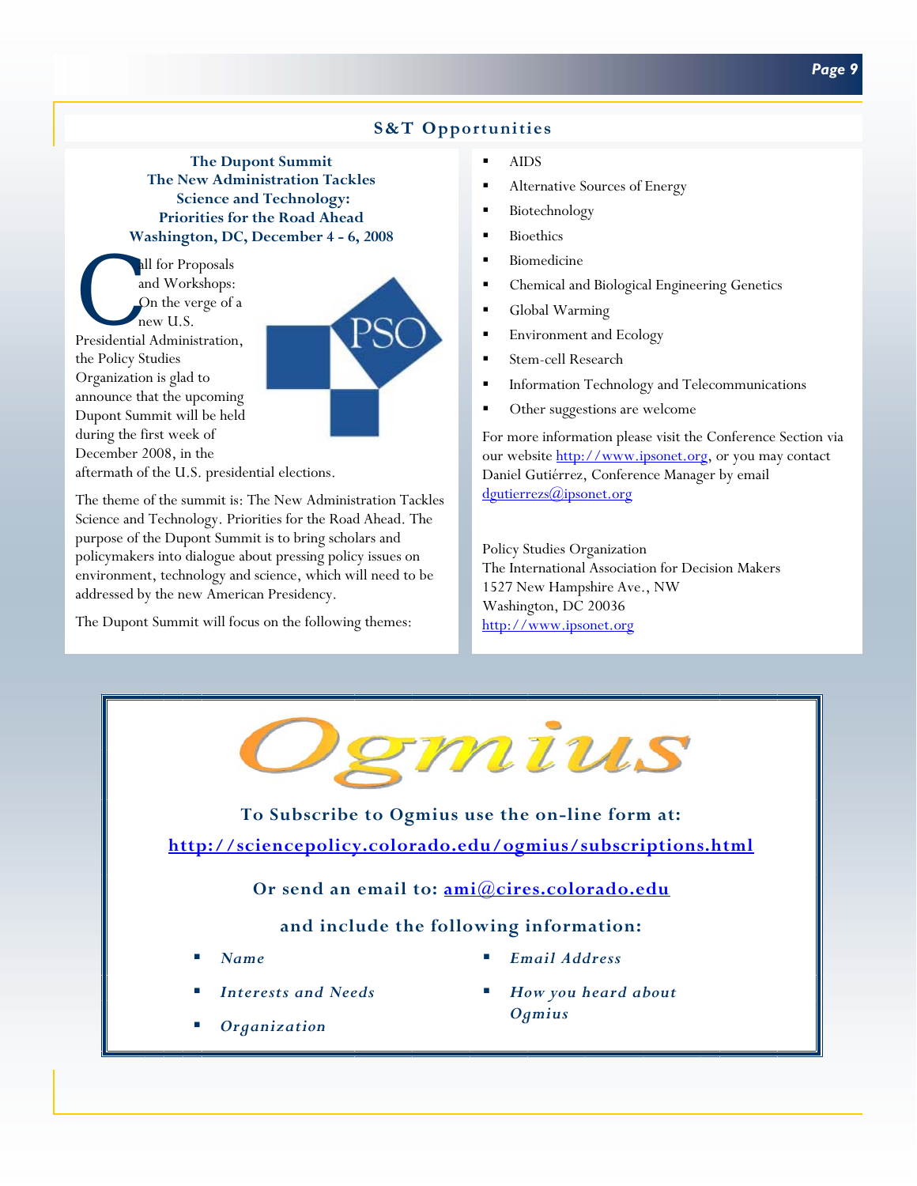## S&T Opportunities

**The Dupont Summit**
**The New Administration Tackles Science and Technology: Priorities for the Road Ahead**
**Washington, DC, December 4 - 6, 2008**

Call for Proposals and Workshops: On the verge of a new U.S. Presidential Administration, the Policy Studies Organization is glad to announce that the upcoming Dupont Summit will be held during the first week of December 2008, in the aftermath of the U.S. presidential elections.

The theme of the summit is: The New Administration Tackles Science and Technology. Priorities for the Road Ahead. The purpose of the Dupont Summit is to bring scholars and policymakers into dialogue about pressing policy issues on environment, technology and science, which will need to be addressed by the new American Presidency.

The Dupont Summit will focus on the following themes:

- AIDS
- Alternative Sources of Energy
- Biotechnology
- Bioethics
- Biomedicine
- Chemical and Biological Engineering Genetics
- Global Warming
- Environment and Ecology
- Stem-cell Research
- Information Technology and Telecommunications
- Other suggestions are welcome

For more information please visit the Conference Section via our website http://www.ipsonet.org, or you may contact Daniel Gutiérrez, Conference Manager by email dgutierrezs@ipsonet.org

Policy Studies Organization
The International Association for Decision Makers
1527 New Hampshire Ave., NW
Washington, DC 20036
http://www.ipsonet.org

---

# Ogmius

**To Subscribe to Ogmius use the on-line form at:**

**http://sciencepolicy.colorado.edu/ogmius/subscriptions.html**

**Or send an email to: ami@cires.colorado.edu**

**and include the following information:**

- ***Name***
- ***Interests and Needs***
- ***Organization***
- ***Email Address***
- ***How you heard about Ogmius***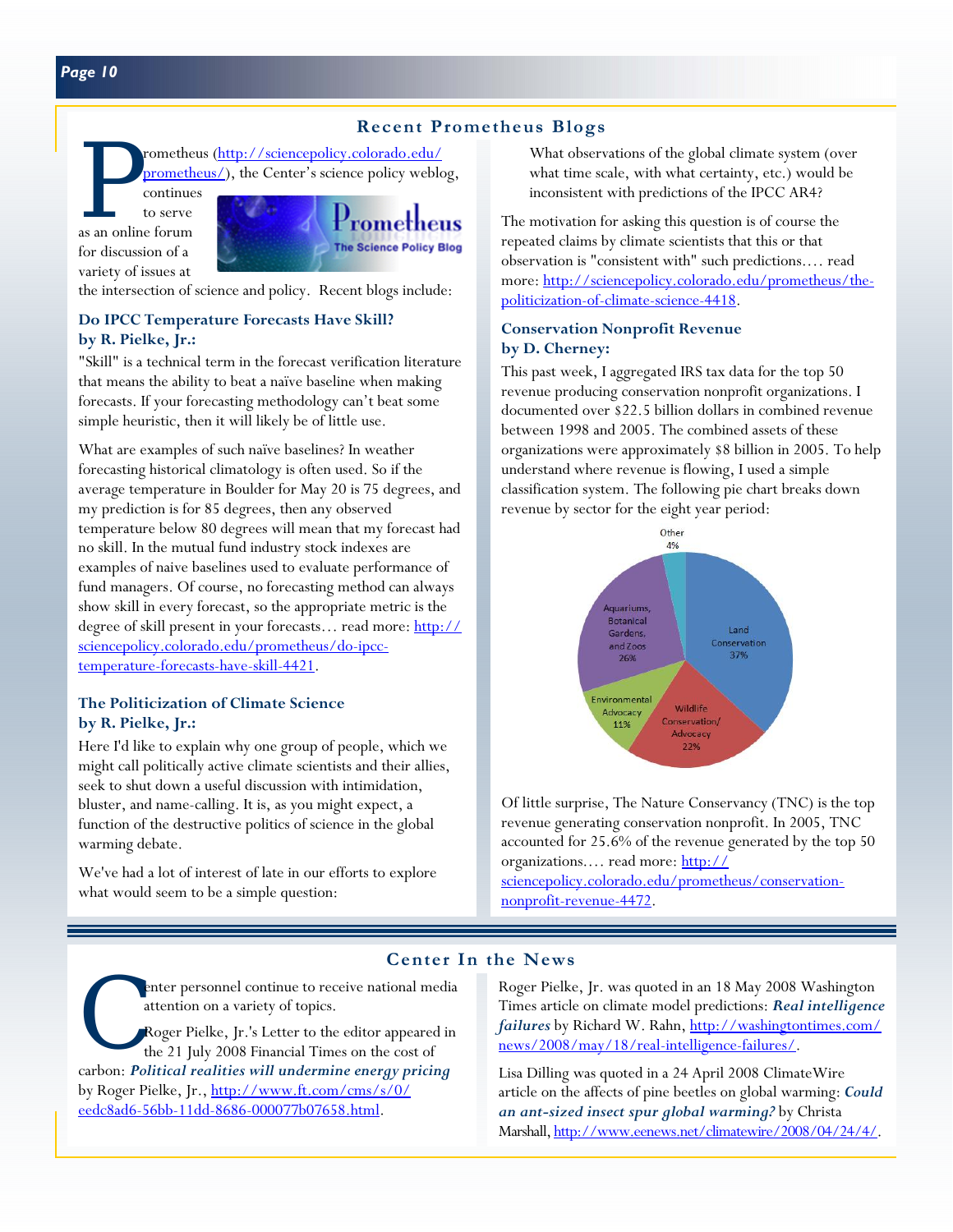## Recent Prometheus Blogs

Prometheus (http://sciencepolicy.colorado.edu/prometheus/), the Center's science policy weblog, continues to serve as an online forum for discussion of a variety of issues at the intersection of science and policy. Recent blogs include:

### Do IPCC Temperature Forecasts Have Skill? by R. Pielke, Jr.:

"Skill" is a technical term in the forecast verification literature that means the ability to beat a naïve baseline when making forecasts. If your forecasting methodology can't beat some simple heuristic, then it will likely be of little use.

What are examples of such naïve baselines? In weather forecasting historical climatology is often used. So if the average temperature in Boulder for May 20 is 75 degrees, and my prediction is for 85 degrees, then any observed temperature below 80 degrees will mean that my forecast had no skill. In the mutual fund industry stock indexes are examples of naive baselines used to evaluate performance of fund managers. Of course, no forecasting method can always show skill in every forecast, so the appropriate metric is the degree of skill present in your forecasts… read more: http://sciencepolicy.colorado.edu/prometheus/do-ipcc-temperature-forecasts-have-skill-4421.

### The Politicization of Climate Science by R. Pielke, Jr.:

Here I'd like to explain why one group of people, which we might call politically active climate scientists and their allies, seek to shut down a useful discussion with intimidation, bluster, and name-calling. It is, as you might expect, a function of the destructive politics of science in the global warming debate.

We've had a lot of interest of late in our efforts to explore what would seem to be a simple question:

> What observations of the global climate system (over what time scale, with what certainty, etc.) would be inconsistent with predictions of the IPCC AR4?

The motivation for asking this question is of course the repeated claims by climate scientists that this or that observation is "consistent with" such predictions…. read more: http://sciencepolicy.colorado.edu/prometheus/the-politicization-of-climate-science-4418.

### Conservation Nonprofit Revenue by D. Cherney:

This past week, I aggregated IRS tax data for the top 50 revenue producing conservation nonprofit organizations. I documented over $22.5 billion dollars in combined revenue between 1998 and 2005. The combined assets of these organizations were approximately $8 billion in 2005. To help understand where revenue is flowing, I used a simple classification system. The following pie chart breaks down revenue by sector for the eight year period:

| Sector | Share |
|---|---|
| Land Conservation | 37% |
| Wildlife Conservation/Advocacy | 22% |
| Environmental Advocacy | 11% |
| Aquariums, Botanical Gardens, and Zoos | 26% |
| Other | 4% |

Of little surprise, The Nature Conservancy (TNC) is the top revenue generating conservation nonprofit. In 2005, TNC accounted for 25.6% of the revenue generated by the top 50 organizations…. read more: http://sciencepolicy.colorado.edu/prometheus/conservation-nonprofit-revenue-4472.

## Center In the News

Center personnel continue to receive national media attention on a variety of topics.

Roger Pielke, Jr.'s Letter to the editor appeared in the 21 July 2008 Financial Times on the cost of carbon: ***Political realities will undermine energy pricing*** by Roger Pielke, Jr., http://www.ft.com/cms/s/0/eedc8ad6-56bb-11dd-8686-000077b07658.html.

Roger Pielke, Jr. was quoted in an 18 May 2008 Washington Times article on climate model predictions: ***Real intelligence failures*** by Richard W. Rahn, http://washingtontimes.com/news/2008/may/18/real-intelligence-failures/.

Lisa Dilling was quoted in a 24 April 2008 ClimateWire article on the affects of pine beetles on global warming: ***Could an ant-sized insect spur global warming?*** by Christa Marshall, http://www.eenews.net/climatewire/2008/04/24/4/.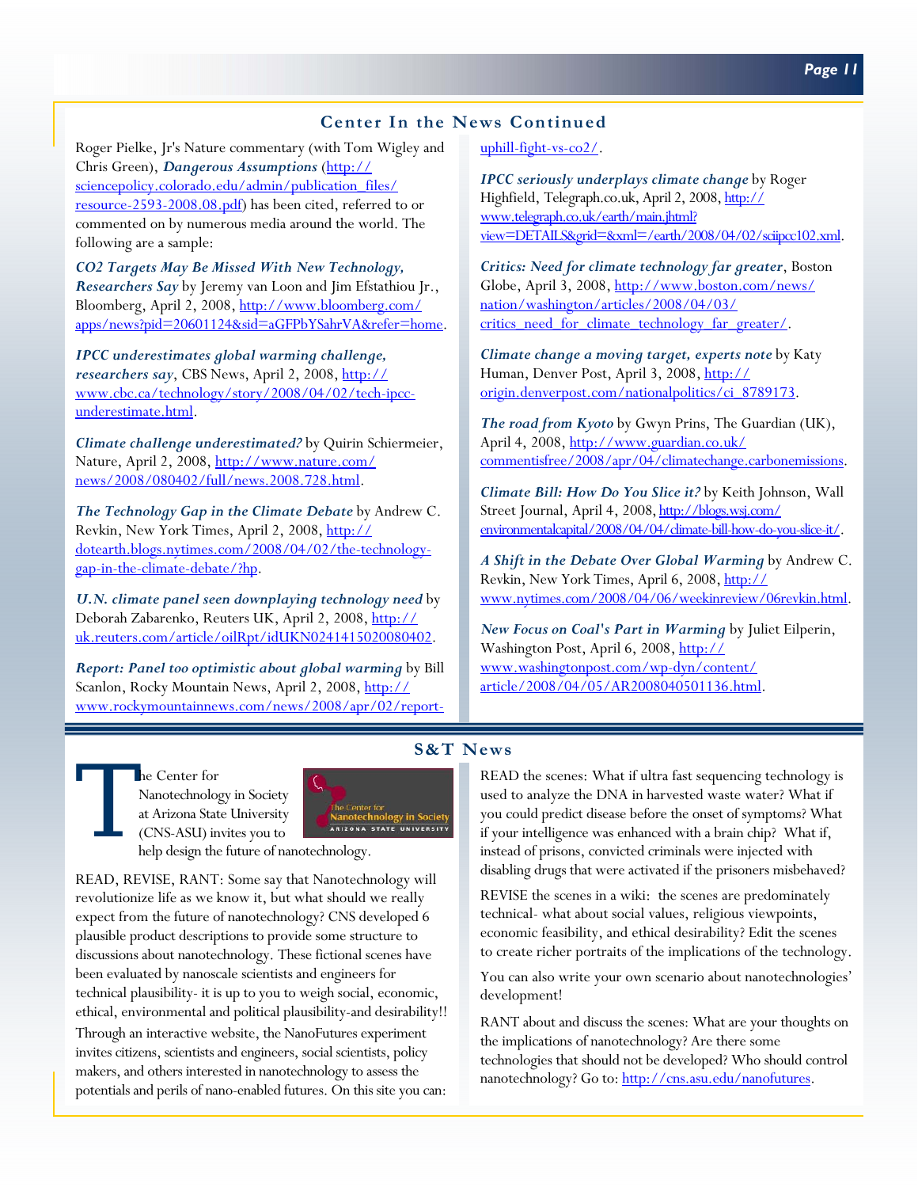## Center In the News Continued

Roger Pielke, Jr's Nature commentary (with Tom Wigley and Chris Green), ***Dangerous Assumptions*** (http://sciencepolicy.colorado.edu/admin/publication_files/resource-2593-2008.08.pdf) has been cited, referred to or commented on by numerous media around the world. The following are a sample:

***CO2 Targets May Be Missed With New Technology, Researchers Say*** by Jeremy van Loon and Jim Efstathiou Jr., Bloomberg, April 2, 2008, http://www.bloomberg.com/apps/news?pid=20601124&sid=aGFPbYSahrVA&refer=home.

***IPCC underestimates global warming challenge, researchers say***, CBS News, April 2, 2008, http://www.cbc.ca/technology/story/2008/04/02/tech-ipcc-underestimate.html.

***Climate challenge underestimated?*** by Quirin Schiermeier, Nature, April 2, 2008, http://www.nature.com/news/2008/080402/full/news.2008.728.html.

***The Technology Gap in the Climate Debate*** by Andrew C. Revkin, New York Times, April 2, 2008, http://dotearth.blogs.nytimes.com/2008/04/02/the-technology-gap-in-the-climate-debate/?hp.

***U.N. climate panel seen downplaying technology need*** by Deborah Zabarenko, Reuters UK, April 2, 2008, http://uk.reuters.com/article/oilRpt/idUKN0241415020080402.

***Report: Panel too optimistic about global warming*** by Bill Scanlon, Rocky Mountain News, April 2, 2008, http://www.rockymountainnews.com/news/2008/apr/02/report-uphill-fight-vs-co2/.

***IPCC seriously underplays climate change*** by Roger Highfield, Telegraph.co.uk, April 2, 2008, http://www.telegraph.co.uk/earth/main.jhtml?view=DETAILS&grid=&xml=/earth/2008/04/02/sciipcc102.xml.

***Critics: Need for climate technology far greater***, Boston Globe, April 3, 2008, http://www.boston.com/news/nation/washington/articles/2008/04/03/critics_need_for_climate_technology_far_greater/.

***Climate change a moving target, experts note*** by Katy Human, Denver Post, April 3, 2008, http://origin.denverpost.com/nationalpolitics/ci_8789173.

***The road from Kyoto*** by Gwyn Prins, The Guardian (UK), April 4, 2008, http://www.guardian.co.uk/commentisfree/2008/apr/04/climatechange.carbonemissions.

***Climate Bill: How Do You Slice it?*** by Keith Johnson, Wall Street Journal, April 4, 2008, http://blogs.wsj.com/environmentalcapital/2008/04/04/climate-bill-how-do-you-slice-it/.

***A Shift in the Debate Over Global Warming*** by Andrew C. Revkin, New York Times, April 6, 2008, http://www.nytimes.com/2008/04/06/weekinreview/06revkin.html.

***New Focus on Coal's Part in Warming*** by Juliet Eilperin, Washington Post, April 6, 2008, http://www.washingtonpost.com/wp-dyn/content/article/2008/04/05/AR2008040501136.html.

## S&T News

The Center for Nanotechnology in Society at Arizona State University (CNS-ASU) invites you to help design the future of nanotechnology.

READ, REVISE, RANT: Some say that Nanotechnology will revolutionize life as we know it, but what should we really expect from the future of nanotechnology? CNS developed 6 plausible product descriptions to provide some structure to discussions about nanotechnology. These fictional scenes have been evaluated by nanoscale scientists and engineers for technical plausibility- it is up to you to weigh social, economic, ethical, environmental and political plausibility-and desirability!! Through an interactive website, the NanoFutures experiment invites citizens, scientists and engineers, social scientists, policy makers, and others interested in nanotechnology to assess the potentials and perils of nano-enabled futures. On this site you can:

READ the scenes: What if ultra fast sequencing technology is used to analyze the DNA in harvested waste water? What if you could predict disease before the onset of symptoms? What if your intelligence was enhanced with a brain chip? What if, instead of prisons, convicted criminals were injected with disabling drugs that were activated if the prisoners misbehaved?

REVISE the scenes in a wiki: the scenes are predominately technical- what about social values, religious viewpoints, economic feasibility, and ethical desirability? Edit the scenes to create richer portraits of the implications of the technology.

You can also write your own scenario about nanotechnologies' development!

RANT about and discuss the scenes: What are your thoughts on the implications of nanotechnology? Are there some technologies that should not be developed? Who should control nanotechnology? Go to: http://cns.asu.edu/nanofutures.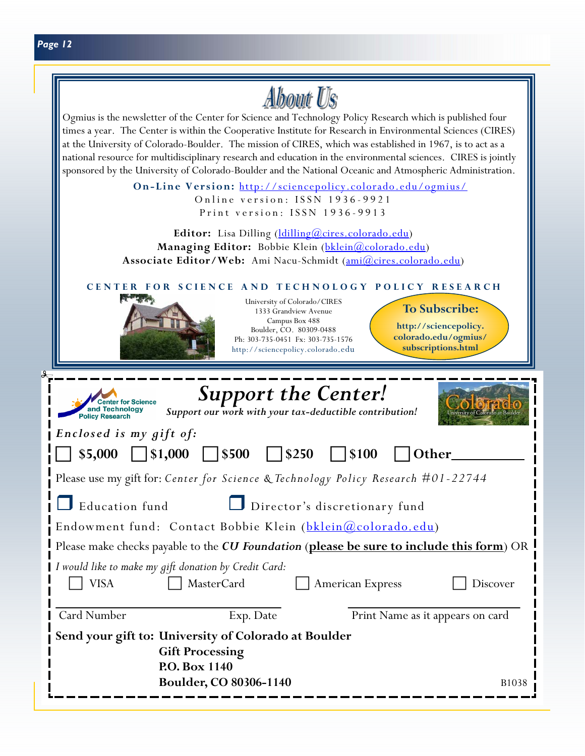# About Us

Ogmius is the newsletter of the Center for Science and Technology Policy Research which is published four times a year. The Center is within the Cooperative Institute for Research in Environmental Sciences (CIRES) at the University of Colorado-Boulder. The mission of CIRES, which was established in 1967, is to act as a national resource for multidisciplinary research and education in the environmental sciences. CIRES is jointly sponsored by the University of Colorado-Boulder and the National Oceanic and Atmospheric Administration.

**On-Line Version:** http://sciencepolicy.colorado.edu/ogmius/
Online version: ISSN 1936-9921
Print version: ISSN 1936-9913

**Editor:** Lisa Dilling (ldilling@cires.colorado.edu)
**Managing Editor:** Bobbie Klein (bklein@colorado.edu)
**Associate Editor/Web:** Ami Nacu-Schmidt (ami@cires.colorado.edu)

## CENTER FOR SCIENCE AND TECHNOLOGY POLICY RESEARCH

University of Colorado/CIRES
1333 Grandview Avenue
Campus Box 488
Boulder, CO. 80309-0488
Ph: 303-735-0451 Fx: 303-735-1576
http://sciencepolicy.colorado.edu

**To Subscribe:**
**http://sciencepolicy.colorado.edu/ogmius/subscriptions.html**

---

Center for Science and Technology Policy Research

# *Support the Center!*

***Support our work with your tax-deductible contribution!***

Colorado — University of Colorado at Boulder

***Enclosed is my gift of:***

☐ **$5,000** ☐ **$1,000** ☐ **$500** ☐ **$250** ☐ **$100** ☐ **Other**__________

Please use my gift for: *Center for Science & Technology Policy Research #01-22744*

☐ Education fund ☐ Director's discretionary fund

Endowment fund: Contact Bobbie Klein (bklein@colorado.edu)

Please make checks payable to the ***CU Foundation*** (**please be sure to include this form**) OR

*I would like to make my gift donation by Credit Card:*

☐ VISA ☐ MasterCard ☐ American Express ☐ Discover

Card Number _______________ Exp. Date _______________ Print Name as it appears on card _______________

**Send your gift to: University of Colorado at Boulder**
**Gift Processing**
**P.O. Box 1140**
**Boulder, CO 80306-1140**

B1038